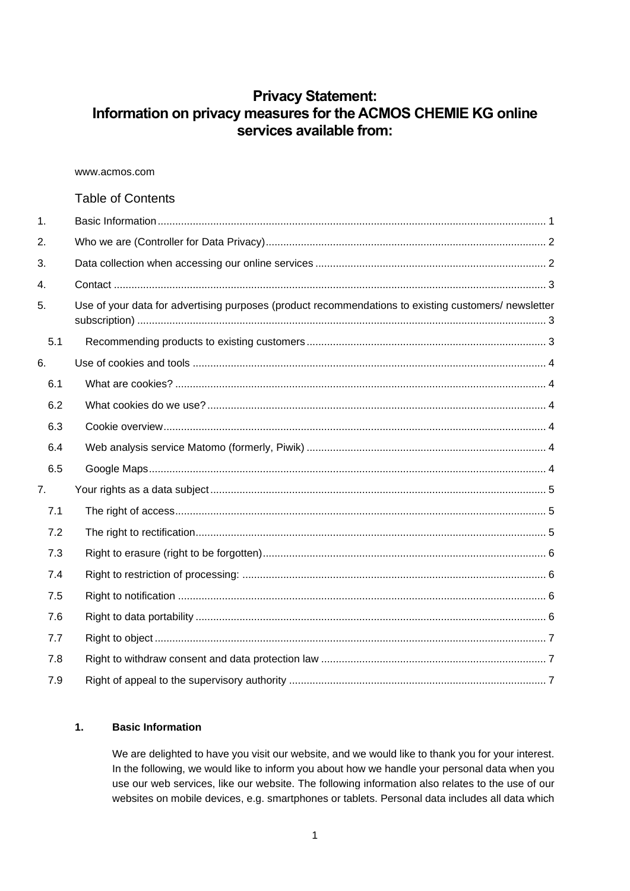# Privacy Statement:
# Information on privacy measures for the ACMOS CHEMIE KG online services available from:

www.acmos.com

## Table of Contents

1. Basic Information ... 1
2. Who we are (Controller for Data Privacy) ... 2
3. Data collection when accessing our online services ... 2
4. Contact ... 3
5. Use of your data for advertising purposes (product recommendations to existing customers/ newsletter subscription) ... 3
   - 5.1 Recommending products to existing customers ... 3
6. Use of cookies and tools ... 4
   - 6.1 What are cookies? ... 4
   - 6.2 What cookies do we use? ... 4
   - 6.3 Cookie overview ... 4
   - 6.4 Web analysis service Matomo (formerly, Piwik) ... 4
   - 6.5 Google Maps ... 4
7. Your rights as a data subject ... 5
   - 7.1 The right of access ... 5
   - 7.2 The right to rectification ... 5
   - 7.3 Right to erasure (right to be forgotten) ... 6
   - 7.4 Right to restriction of processing: ... 6
   - 7.5 Right to notification ... 6
   - 7.6 Right to data portability ... 6
   - 7.7 Right to object ... 7
   - 7.8 Right to withdraw consent and data protection law ... 7
   - 7.9 Right of appeal to the supervisory authority ... 7

## 1. Basic Information

We are delighted to have you visit our website, and we would like to thank you for your interest. In the following, we would like to inform you about how we handle your personal data when you use our web services, like our website. The following information also relates to the use of our websites on mobile devices, e.g. smartphones or tablets. Personal data includes all data which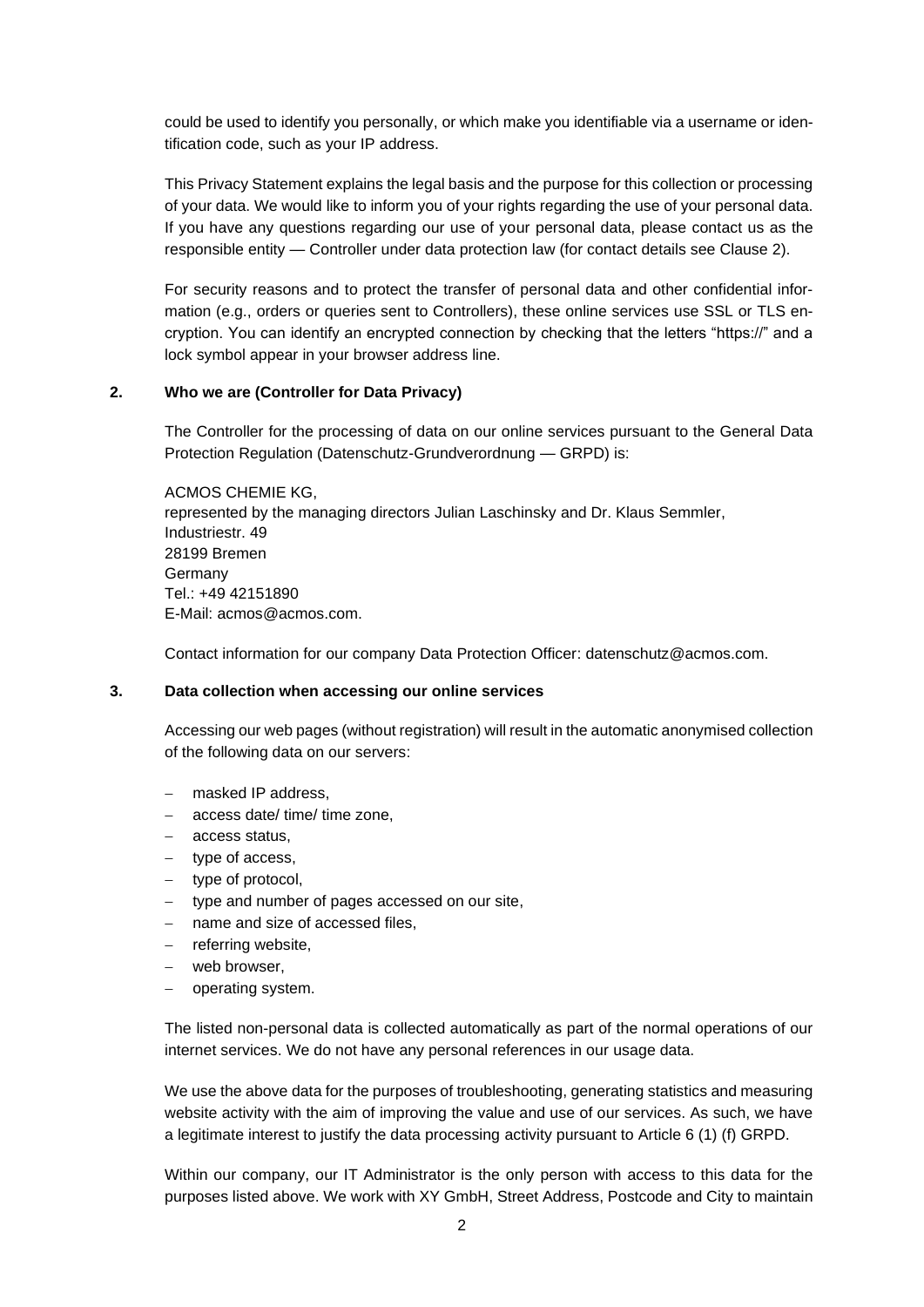could be used to identify you personally, or which make you identifiable via a username or identification code, such as your IP address.

This Privacy Statement explains the legal basis and the purpose for this collection or processing of your data. We would like to inform you of your rights regarding the use of your personal data. If you have any questions regarding our use of your personal data, please contact us as the responsible entity — Controller under data protection law (for contact details see Clause 2).

For security reasons and to protect the transfer of personal data and other confidential information (e.g., orders or queries sent to Controllers), these online services use SSL or TLS encryption. You can identify an encrypted connection by checking that the letters "https://" and a lock symbol appear in your browser address line.

## 2. Who we are (Controller for Data Privacy)

The Controller for the processing of data on our online services pursuant to the General Data Protection Regulation (Datenschutz-Grundverordnung — GRPD) is:

ACMOS CHEMIE KG,
represented by the managing directors Julian Laschinsky and Dr. Klaus Semmler,
Industriestr. 49
28199 Bremen
Germany
Tel.: +49 42151890
E-Mail: acmos@acmos.com.

Contact information for our company Data Protection Officer: datenschutz@acmos.com.

## 3. Data collection when accessing our online services

Accessing our web pages (without registration) will result in the automatic anonymised collection of the following data on our servers:

- masked IP address,
- access date/ time/ time zone,
- access status,
- type of access,
- type of protocol,
- type and number of pages accessed on our site,
- name and size of accessed files,
- referring website,
- web browser,
- operating system.

The listed non-personal data is collected automatically as part of the normal operations of our internet services. We do not have any personal references in our usage data.

We use the above data for the purposes of troubleshooting, generating statistics and measuring website activity with the aim of improving the value and use of our services. As such, we have a legitimate interest to justify the data processing activity pursuant to Article 6 (1) (f) GRPD.

Within our company, our IT Administrator is the only person with access to this data for the purposes listed above. We work with XY GmbH, Street Address, Postcode and City to maintain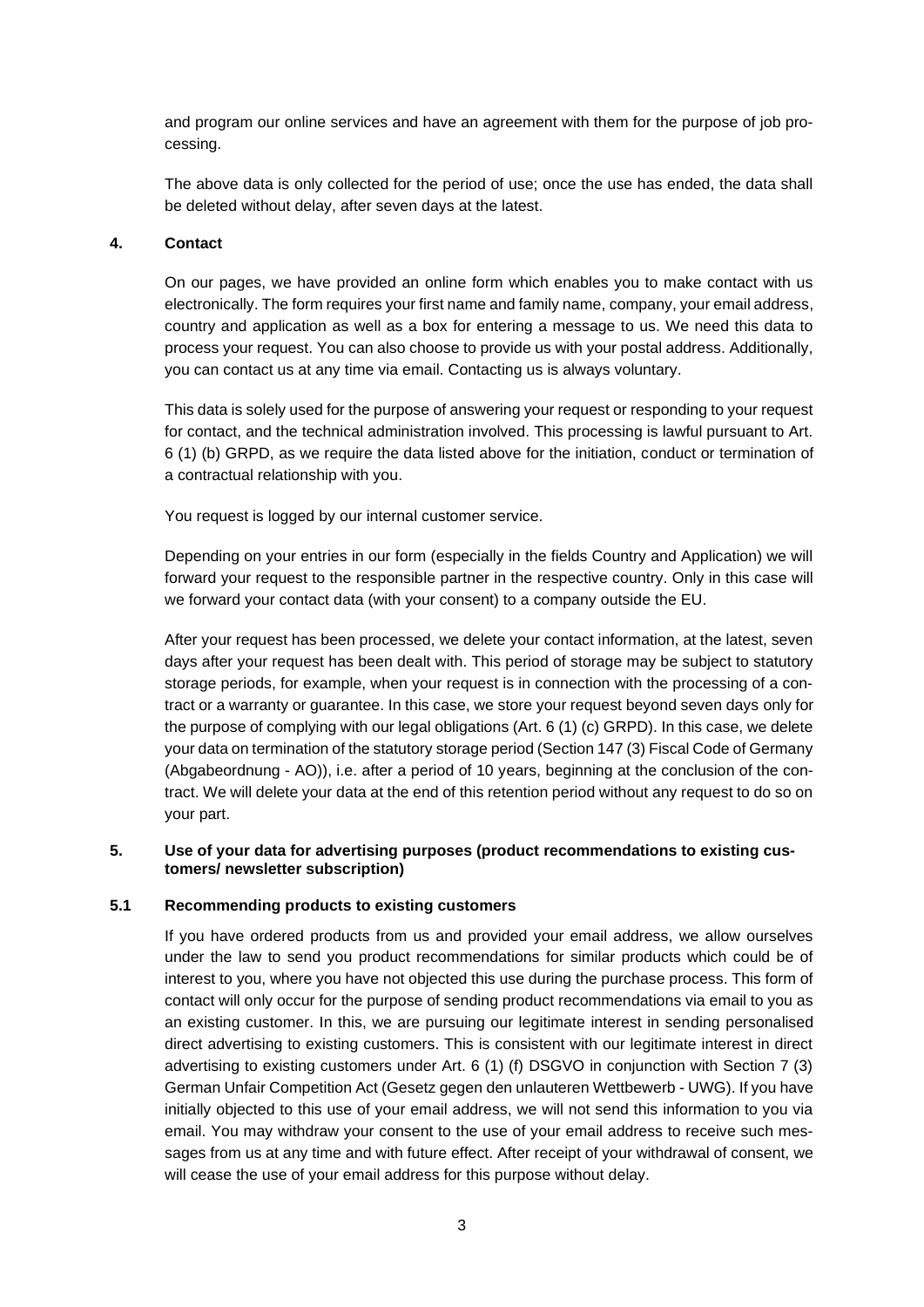and program our online services and have an agreement with them for the purpose of job processing.

The above data is only collected for the period of use; once the use has ended, the data shall be deleted without delay, after seven days at the latest.

## 4. Contact

On our pages, we have provided an online form which enables you to make contact with us electronically. The form requires your first name and family name, company, your email address, country and application as well as a box for entering a message to us. We need this data to process your request. You can also choose to provide us with your postal address. Additionally, you can contact us at any time via email. Contacting us is always voluntary.

This data is solely used for the purpose of answering your request or responding to your request for contact, and the technical administration involved. This processing is lawful pursuant to Art. 6 (1) (b) GRPD, as we require the data listed above for the initiation, conduct or termination of a contractual relationship with you.

You request is logged by our internal customer service.

Depending on your entries in our form (especially in the fields Country and Application) we will forward your request to the responsible partner in the respective country. Only in this case will we forward your contact data (with your consent) to a company outside the EU.

After your request has been processed, we delete your contact information, at the latest, seven days after your request has been dealt with. This period of storage may be subject to statutory storage periods, for example, when your request is in connection with the processing of a contract or a warranty or guarantee. In this case, we store your request beyond seven days only for the purpose of complying with our legal obligations (Art. 6 (1) (c) GRPD). In this case, we delete your data on termination of the statutory storage period (Section 147 (3) Fiscal Code of Germany (Abgabeordnung - AO)), i.e. after a period of 10 years, beginning at the conclusion of the contract. We will delete your data at the end of this retention period without any request to do so on your part.

## 5. Use of your data for advertising purposes (product recommendations to existing customers/ newsletter subscription)

### 5.1 Recommending products to existing customers

If you have ordered products from us and provided your email address, we allow ourselves under the law to send you product recommendations for similar products which could be of interest to you, where you have not objected this use during the purchase process. This form of contact will only occur for the purpose of sending product recommendations via email to you as an existing customer. In this, we are pursuing our legitimate interest in sending personalised direct advertising to existing customers. This is consistent with our legitimate interest in direct advertising to existing customers under Art. 6 (1) (f) DSGVO in conjunction with Section 7 (3) German Unfair Competition Act (Gesetz gegen den unlauteren Wettbewerb - UWG). If you have initially objected to this use of your email address, we will not send this information to you via email. You may withdraw your consent to the use of your email address to receive such messages from us at any time and with future effect. After receipt of your withdrawal of consent, we will cease the use of your email address for this purpose without delay.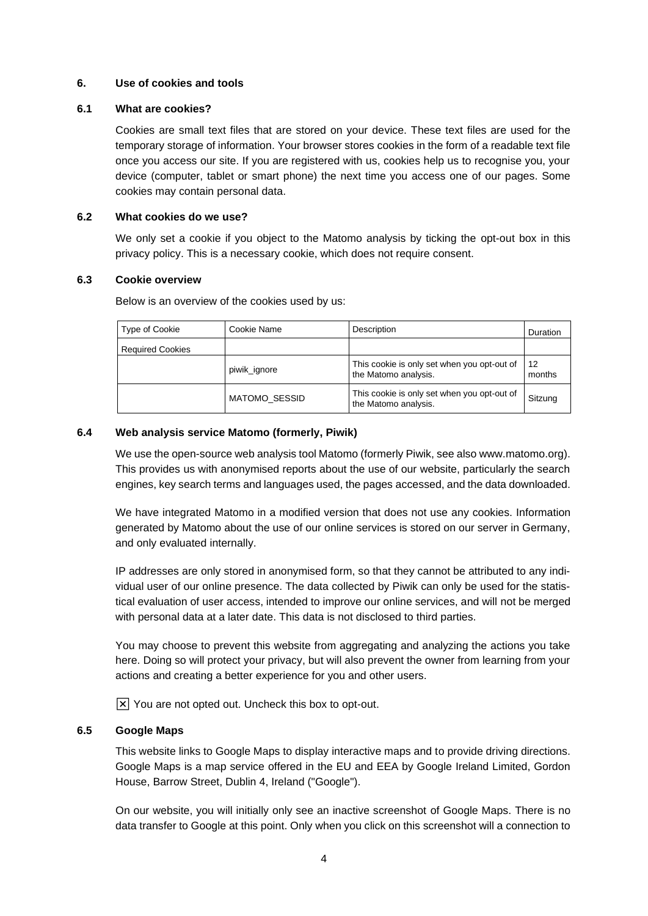## 6. Use of cookies and tools

### 6.1 What are cookies?

Cookies are small text files that are stored on your device. These text files are used for the temporary storage of information. Your browser stores cookies in the form of a readable text file once you access our site. If you are registered with us, cookies help us to recognise you, your device (computer, tablet or smart phone) the next time you access one of our pages. Some cookies may contain personal data.

### 6.2 What cookies do we use?

We only set a cookie if you object to the Matomo analysis by ticking the opt-out box in this privacy policy. This is a necessary cookie, which does not require consent.

### 6.3 Cookie overview

Below is an overview of the cookies used by us:

| Type of Cookie | Cookie Name | Description | Duration |
|---|---|---|---|
| Required Cookies | | | |
| | piwik_ignore | This cookie is only set when you opt-out of the Matomo analysis. | 12 months |
| | MATOMO_SESSID | This cookie is only set when you opt-out of the Matomo analysis. | Sitzung |

### 6.4 Web analysis service Matomo (formerly, Piwik)

We use the open-source web analysis tool Matomo (formerly Piwik, see also www.matomo.org). This provides us with anonymised reports about the use of our website, particularly the search engines, key search terms and languages used, the pages accessed, and the data downloaded.

We have integrated Matomo in a modified version that does not use any cookies. Information generated by Matomo about the use of our online services is stored on our server in Germany, and only evaluated internally.

IP addresses are only stored in anonymised form, so that they cannot be attributed to any individual user of our online presence. The data collected by Piwik can only be used for the statistical evaluation of user access, intended to improve our online services, and will not be merged with personal data at a later date. This data is not disclosed to third parties.

You may choose to prevent this website from aggregating and analyzing the actions you take here. Doing so will protect your privacy, but will also prevent the owner from learning from your actions and creating a better experience for you and other users.

☒ You are not opted out. Uncheck this box to opt-out.

### 6.5 Google Maps

This website links to Google Maps to display interactive maps and to provide driving directions. Google Maps is a map service offered in the EU and EEA by Google Ireland Limited, Gordon House, Barrow Street, Dublin 4, Ireland ("Google").

On our website, you will initially only see an inactive screenshot of Google Maps. There is no data transfer to Google at this point. Only when you click on this screenshot will a connection to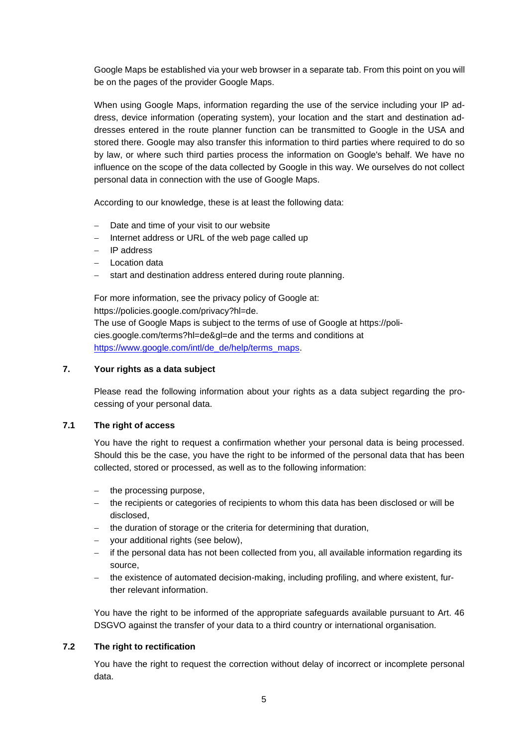Google Maps be established via your web browser in a separate tab. From this point on you will be on the pages of the provider Google Maps.

When using Google Maps, information regarding the use of the service including your IP address, device information (operating system), your location and the start and destination addresses entered in the route planner function can be transmitted to Google in the USA and stored there. Google may also transfer this information to third parties where required to do so by law, or where such third parties process the information on Google's behalf. We have no influence on the scope of the data collected by Google in this way. We ourselves do not collect personal data in connection with the use of Google Maps.

According to our knowledge, these is at least the following data:

- Date and time of your visit to our website
- Internet address or URL of the web page called up
- IP address
- Location data
- start and destination address entered during route planning.

For more information, see the privacy policy of Google at:
https://policies.google.com/privacy?hl=de.
The use of Google Maps is subject to the terms of use of Google at https://policies.google.com/terms?hl=de&gl=de and the terms and conditions at https://www.google.com/intl/de_de/help/terms_maps.

## 7. Your rights as a data subject

Please read the following information about your rights as a data subject regarding the processing of your personal data.

### 7.1 The right of access

You have the right to request a confirmation whether your personal data is being processed. Should this be the case, you have the right to be informed of the personal data that has been collected, stored or processed, as well as to the following information:

- the processing purpose,
- the recipients or categories of recipients to whom this data has been disclosed or will be disclosed,
- the duration of storage or the criteria for determining that duration,
- your additional rights (see below),
- if the personal data has not been collected from you, all available information regarding its source,
- the existence of automated decision-making, including profiling, and where existent, further relevant information.

You have the right to be informed of the appropriate safeguards available pursuant to Art. 46 DSGVO against the transfer of your data to a third country or international organisation.

### 7.2 The right to rectification

You have the right to request the correction without delay of incorrect or incomplete personal data.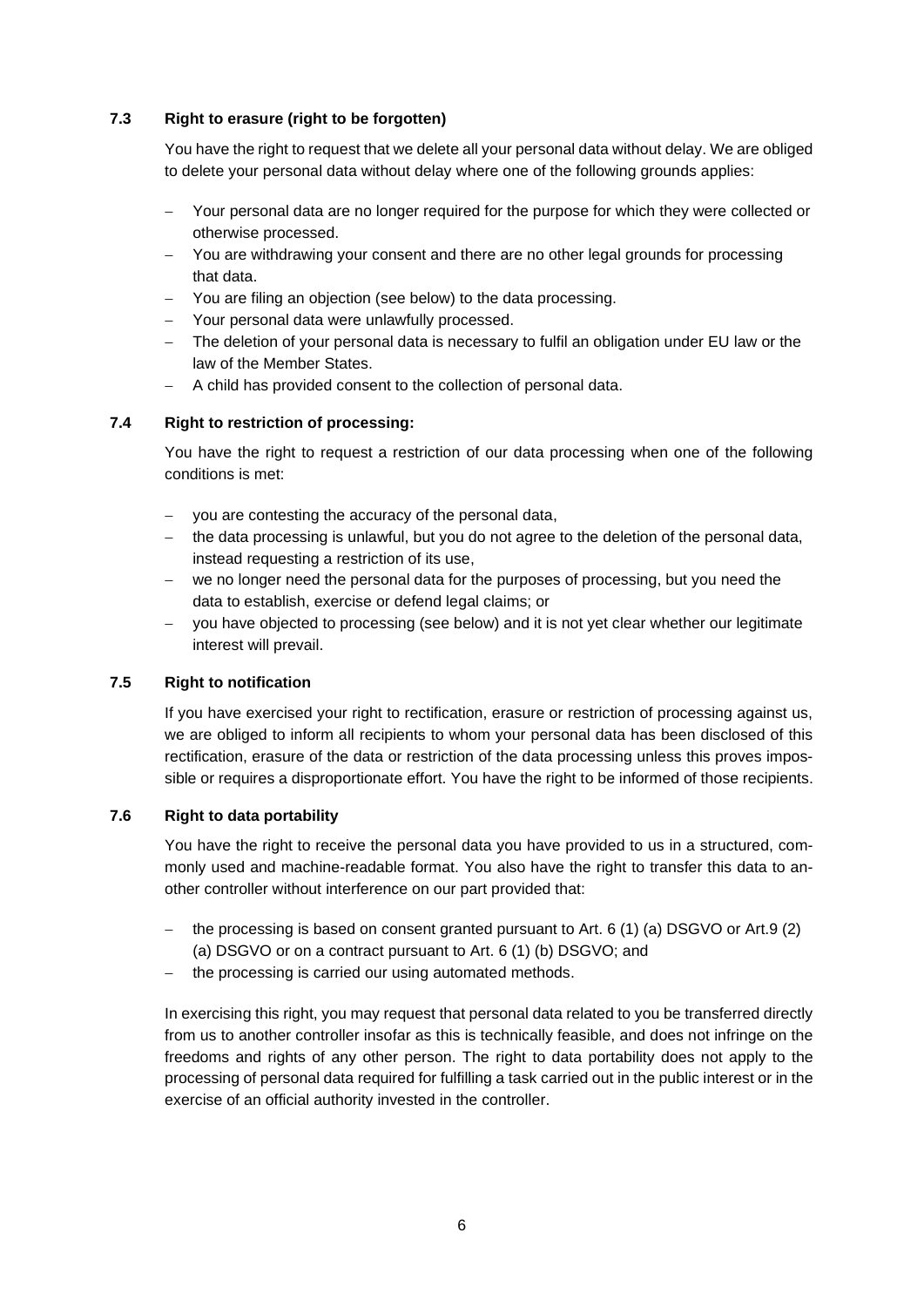### 7.3 Right to erasure (right to be forgotten)

You have the right to request that we delete all your personal data without delay. We are obliged to delete your personal data without delay where one of the following grounds applies:

- Your personal data are no longer required for the purpose for which they were collected or otherwise processed.
- You are withdrawing your consent and there are no other legal grounds for processing that data.
- You are filing an objection (see below) to the data processing.
- Your personal data were unlawfully processed.
- The deletion of your personal data is necessary to fulfil an obligation under EU law or the law of the Member States.
- A child has provided consent to the collection of personal data.

### 7.4 Right to restriction of processing:

You have the right to request a restriction of our data processing when one of the following conditions is met:

- you are contesting the accuracy of the personal data,
- the data processing is unlawful, but you do not agree to the deletion of the personal data, instead requesting a restriction of its use,
- we no longer need the personal data for the purposes of processing, but you need the data to establish, exercise or defend legal claims; or
- you have objected to processing (see below) and it is not yet clear whether our legitimate interest will prevail.

### 7.5 Right to notification

If you have exercised your right to rectification, erasure or restriction of processing against us, we are obliged to inform all recipients to whom your personal data has been disclosed of this rectification, erasure of the data or restriction of the data processing unless this proves impossible or requires a disproportionate effort. You have the right to be informed of those recipients.

### 7.6 Right to data portability

You have the right to receive the personal data you have provided to us in a structured, commonly used and machine-readable format. You also have the right to transfer this data to another controller without interference on our part provided that:

- the processing is based on consent granted pursuant to Art. 6 (1) (a) DSGVO or Art.9 (2) (a) DSGVO or on a contract pursuant to Art. 6 (1) (b) DSGVO; and
- the processing is carried our using automated methods.

In exercising this right, you may request that personal data related to you be transferred directly from us to another controller insofar as this is technically feasible, and does not infringe on the freedoms and rights of any other person. The right to data portability does not apply to the processing of personal data required for fulfilling a task carried out in the public interest or in the exercise of an official authority invested in the controller.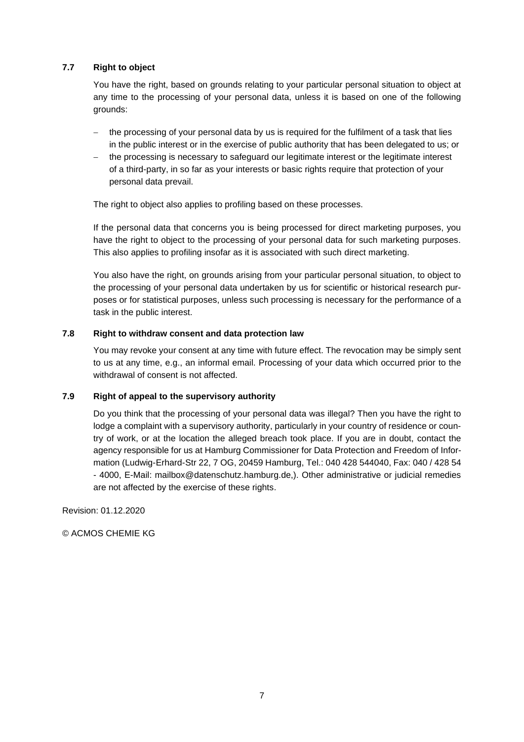### 7.7 Right to object

You have the right, based on grounds relating to your particular personal situation to object at any time to the processing of your personal data, unless it is based on one of the following grounds:

- the processing of your personal data by us is required for the fulfilment of a task that lies in the public interest or in the exercise of public authority that has been delegated to us; or
- the processing is necessary to safeguard our legitimate interest or the legitimate interest of a third-party, in so far as your interests or basic rights require that protection of your personal data prevail.

The right to object also applies to profiling based on these processes.

If the personal data that concerns you is being processed for direct marketing purposes, you have the right to object to the processing of your personal data for such marketing purposes. This also applies to profiling insofar as it is associated with such direct marketing.

You also have the right, on grounds arising from your particular personal situation, to object to the processing of your personal data undertaken by us for scientific or historical research purposes or for statistical purposes, unless such processing is necessary for the performance of a task in the public interest.

### 7.8 Right to withdraw consent and data protection law

You may revoke your consent at any time with future effect. The revocation may be simply sent to us at any time, e.g., an informal email. Processing of your data which occurred prior to the withdrawal of consent is not affected.

### 7.9 Right of appeal to the supervisory authority

Do you think that the processing of your personal data was illegal? Then you have the right to lodge a complaint with a supervisory authority, particularly in your country of residence or country of work, or at the location the alleged breach took place. If you are in doubt, contact the agency responsible for us at Hamburg Commissioner for Data Protection and Freedom of Information (Ludwig-Erhard-Str 22, 7 OG, 20459 Hamburg, Tel.: 040 428 544040, Fax: 040 / 428 54 - 4000, E-Mail: mailbox@datenschutz.hamburg.de,). Other administrative or judicial remedies are not affected by the exercise of these rights.

Revision: 01.12.2020

© ACMOS CHEMIE KG